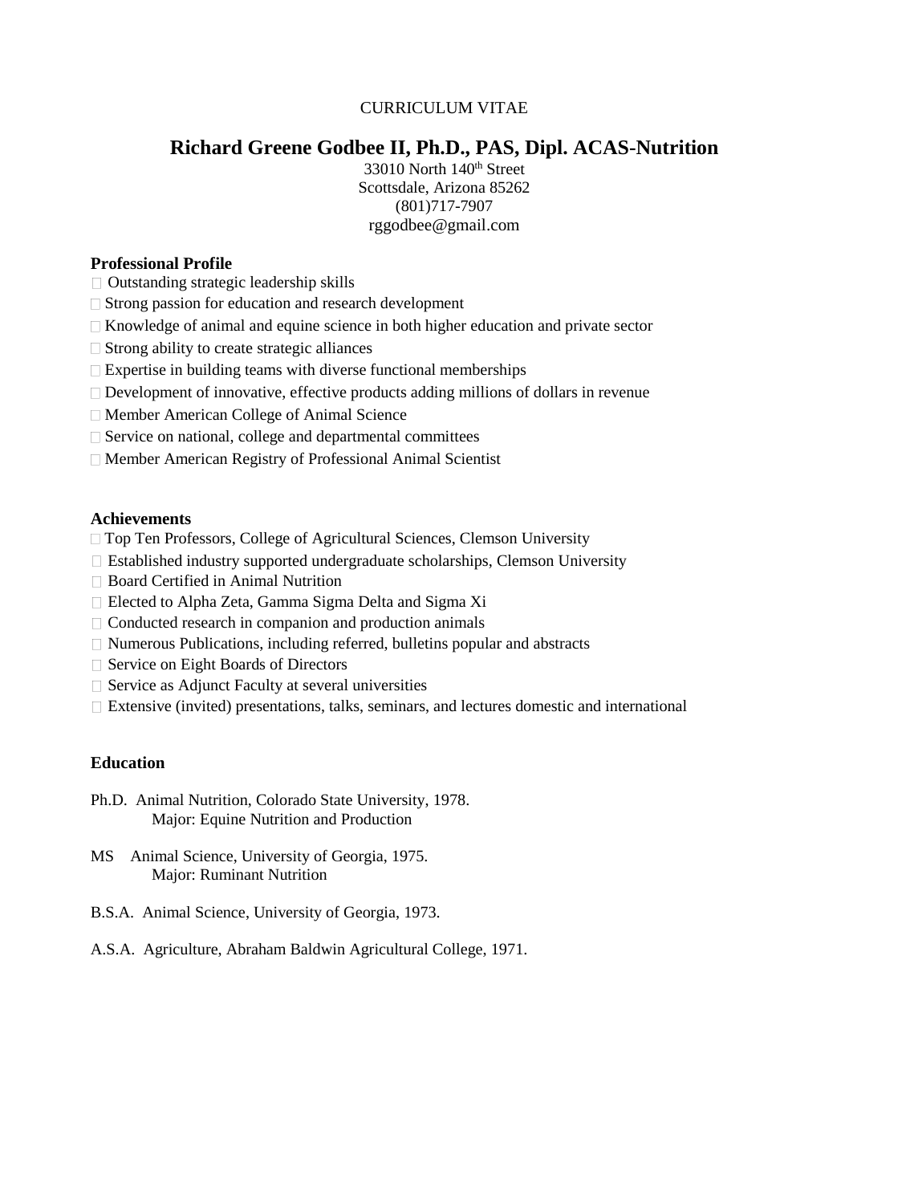CURRICULUM VITAE

# Richard Greene Godbee II, Ph.D., PAS, Dipl. ACAS-Nutrition

33010 North 140th Street
Scottsdale, Arizona 85262
(801)717-7907
rggodbee@gmail.com

**Professional Profile**

- Outstanding strategic leadership skills
- Strong passion for education and research development
- Knowledge of animal and equine science in both higher education and private sector
- Strong ability to create strategic alliances
- Expertise in building teams with diverse functional memberships
- Development of innovative, effective products adding millions of dollars in revenue
- Member American College of Animal Science
- Service on national, college and departmental committees
- Member American Registry of Professional Animal Scientist

**Achievements**

- Top Ten Professors, College of Agricultural Sciences, Clemson University
- Established industry supported undergraduate scholarships, Clemson University
- Board Certified in Animal Nutrition
- Elected to Alpha Zeta, Gamma Sigma Delta and Sigma Xi
- Conducted research in companion and production animals
- Numerous Publications, including referred, bulletins popular and abstracts
- Service on Eight Boards of Directors
- Service as Adjunct Faculty at several universities
- Extensive (invited) presentations, talks, seminars, and lectures domestic and international

**Education**

Ph.D. Animal Nutrition, Colorado State University, 1978.
Major: Equine Nutrition and Production

MS Animal Science, University of Georgia, 1975.
Major: Ruminant Nutrition

B.S.A. Animal Science, University of Georgia, 1973.

A.S.A. Agriculture, Abraham Baldwin Agricultural College, 1971.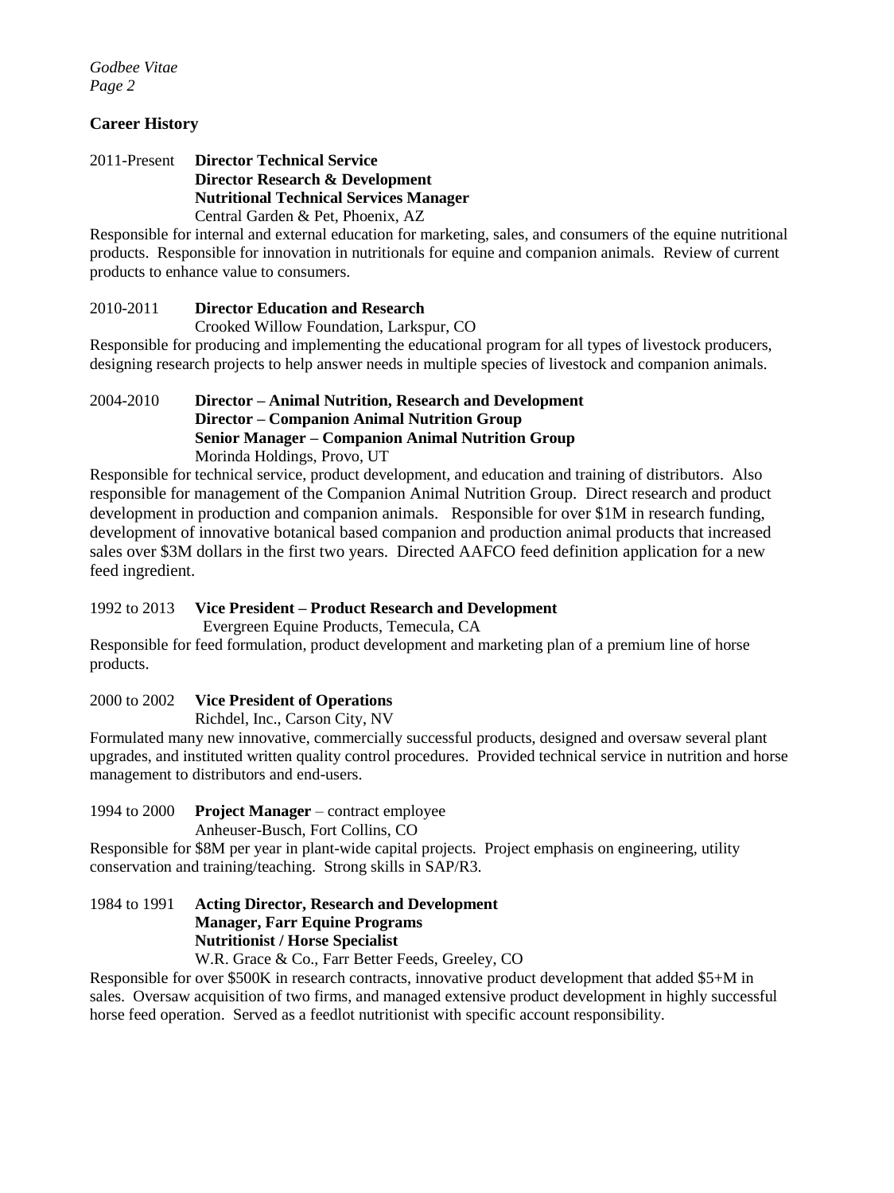## Career History

2011-Present **Director Technical Service**
**Director Research & Development**
**Nutritional Technical Services Manager**
Central Garden & Pet, Phoenix, AZ

Responsible for internal and external education for marketing, sales, and consumers of the equine nutritional products. Responsible for innovation in nutritionals for equine and companion animals. Review of current products to enhance value to consumers.

2010-2011 **Director Education and Research**
Crooked Willow Foundation, Larkspur, CO

Responsible for producing and implementing the educational program for all types of livestock producers, designing research projects to help answer needs in multiple species of livestock and companion animals.

2004-2010 **Director – Animal Nutrition, Research and Development**
**Director – Companion Animal Nutrition Group**
**Senior Manager – Companion Animal Nutrition Group**
Morinda Holdings, Provo, UT

Responsible for technical service, product development, and education and training of distributors. Also responsible for management of the Companion Animal Nutrition Group. Direct research and product development in production and companion animals. Responsible for over $1M in research funding, development of innovative botanical based companion and production animal products that increased sales over $3M dollars in the first two years. Directed AAFCO feed definition application for a new feed ingredient.

1992 to 2013 **Vice President – Product Research and Development**
Evergreen Equine Products, Temecula, CA

Responsible for feed formulation, product development and marketing plan of a premium line of horse products.

2000 to 2002 **Vice President of Operations**
Richdel, Inc., Carson City, NV

Formulated many new innovative, commercially successful products, designed and oversaw several plant upgrades, and instituted written quality control procedures. Provided technical service in nutrition and horse management to distributors and end-users.

1994 to 2000 **Project Manager** – contract employee
Anheuser-Busch, Fort Collins, CO

Responsible for $8M per year in plant-wide capital projects. Project emphasis on engineering, utility conservation and training/teaching. Strong skills in SAP/R3.

1984 to 1991 **Acting Director, Research and Development**
**Manager, Farr Equine Programs**
**Nutritionist / Horse Specialist**
W.R. Grace & Co., Farr Better Feeds, Greeley, CO

Responsible for over $500K in research contracts, innovative product development that added $5+M in sales. Oversaw acquisition of two firms, and managed extensive product development in highly successful horse feed operation. Served as a feedlot nutritionist with specific account responsibility.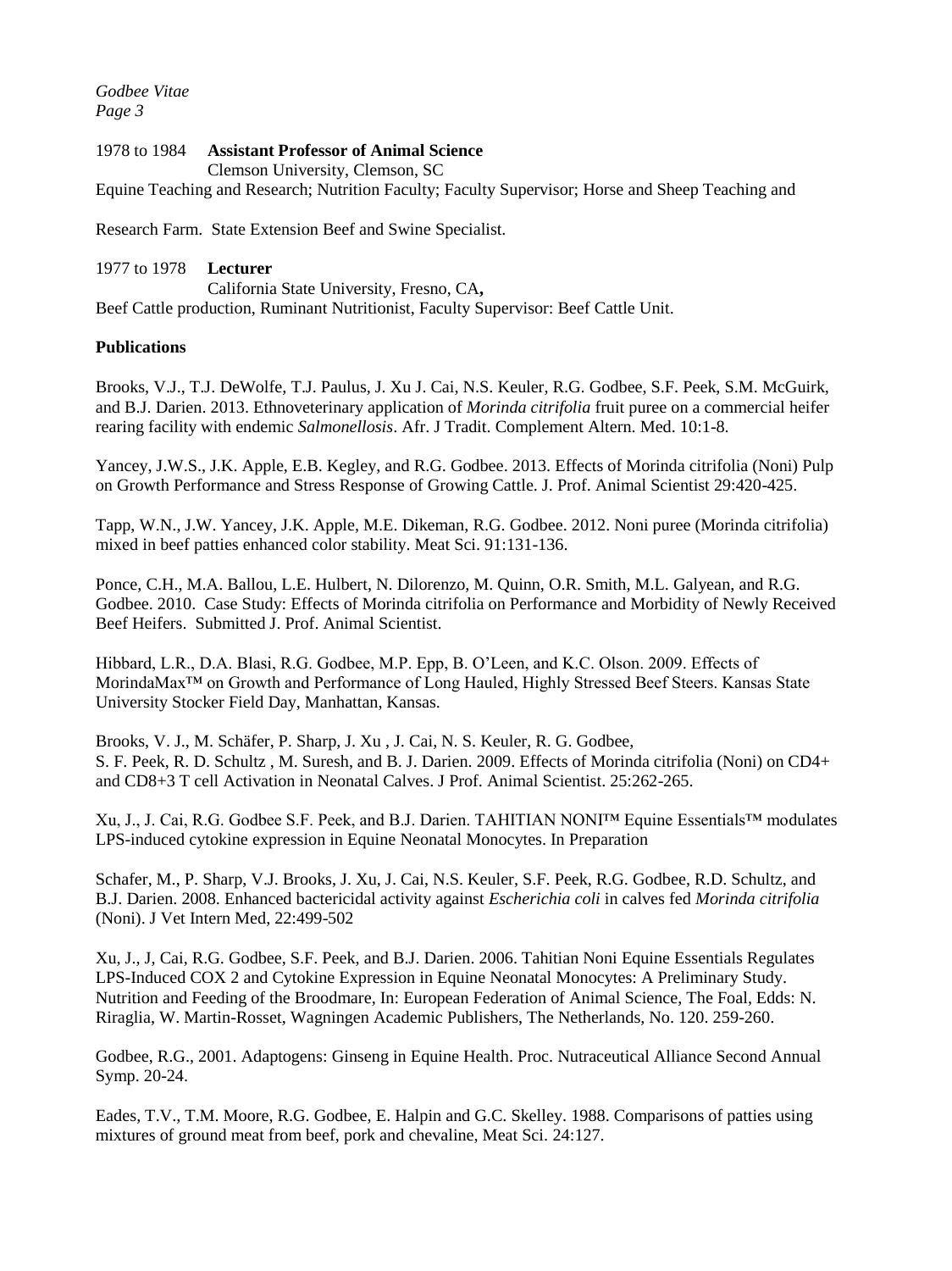1978 to 1984 **Assistant Professor of Animal Science**
Clemson University, Clemson, SC
Equine Teaching and Research; Nutrition Faculty; Faculty Supervisor; Horse and Sheep Teaching and

Research Farm. State Extension Beef and Swine Specialist.

1977 to 1978 **Lecturer**
California State University, Fresno, CA**,**
Beef Cattle production, Ruminant Nutritionist, Faculty Supervisor: Beef Cattle Unit.

**Publications**

Brooks, V.J., T.J. DeWolfe, T.J. Paulus, J. Xu J. Cai, N.S. Keuler, R.G. Godbee, S.F. Peek, S.M. McGuirk, and B.J. Darien. 2013. Ethnoveterinary application of *Morinda citrifolia* fruit puree on a commercial heifer rearing facility with endemic *Salmonellosis*. Afr. J Tradit. Complement Altern. Med. 10:1-8.

Yancey, J.W.S., J.K. Apple, E.B. Kegley, and R.G. Godbee. 2013. Effects of Morinda citrifolia (Noni) Pulp on Growth Performance and Stress Response of Growing Cattle. J. Prof. Animal Scientist 29:420-425.

Tapp, W.N., J.W. Yancey, J.K. Apple, M.E. Dikeman, R.G. Godbee. 2012. Noni puree (Morinda citrifolia) mixed in beef patties enhanced color stability. Meat Sci. 91:131-136.

Ponce, C.H., M.A. Ballou, L.E. Hulbert, N. Dilorenzo, M. Quinn, O.R. Smith, M.L. Galyean, and R.G. Godbee. 2010. Case Study: Effects of Morinda citrifolia on Performance and Morbidity of Newly Received Beef Heifers. Submitted J. Prof. Animal Scientist.

Hibbard, L.R., D.A. Blasi, R.G. Godbee, M.P. Epp, B. O'Leen, and K.C. Olson. 2009. Effects of MorindaMax™ on Growth and Performance of Long Hauled, Highly Stressed Beef Steers. Kansas State University Stocker Field Day, Manhattan, Kansas.

Brooks, V. J., M. Schäfer, P. Sharp, J. Xu , J. Cai, N. S. Keuler, R. G. Godbee, S. F. Peek, R. D. Schultz , M. Suresh, and B. J. Darien. 2009. Effects of Morinda citrifolia (Noni) on CD4+ and CD8+3 T cell Activation in Neonatal Calves. J Prof. Animal Scientist. 25:262-265.

Xu, J., J. Cai, R.G. Godbee S.F. Peek, and B.J. Darien. TAHITIAN NONI™ Equine Essentials™ modulates LPS-induced cytokine expression in Equine Neonatal Monocytes. In Preparation

Schafer, M., P. Sharp, V.J. Brooks, J. Xu, J. Cai, N.S. Keuler, S.F. Peek, R.G. Godbee, R.D. Schultz, and B.J. Darien. 2008. Enhanced bactericidal activity against *Escherichia coli* in calves fed *Morinda citrifolia* (Noni). J Vet Intern Med, 22:499-502

Xu, J., J, Cai, R.G. Godbee, S.F. Peek, and B.J. Darien. 2006. Tahitian Noni Equine Essentials Regulates LPS-Induced COX 2 and Cytokine Expression in Equine Neonatal Monocytes: A Preliminary Study. Nutrition and Feeding of the Broodmare, In: European Federation of Animal Science, The Foal, Edds: N. Riraglia, W. Martin-Rosset, Wagningen Academic Publishers, The Netherlands, No. 120. 259-260.

Godbee, R.G., 2001. Adaptogens: Ginseng in Equine Health. Proc. Nutraceutical Alliance Second Annual Symp. 20-24.

Eades, T.V., T.M. Moore, R.G. Godbee, E. Halpin and G.C. Skelley. 1988. Comparisons of patties using mixtures of ground meat from beef, pork and chevaline, Meat Sci. 24:127.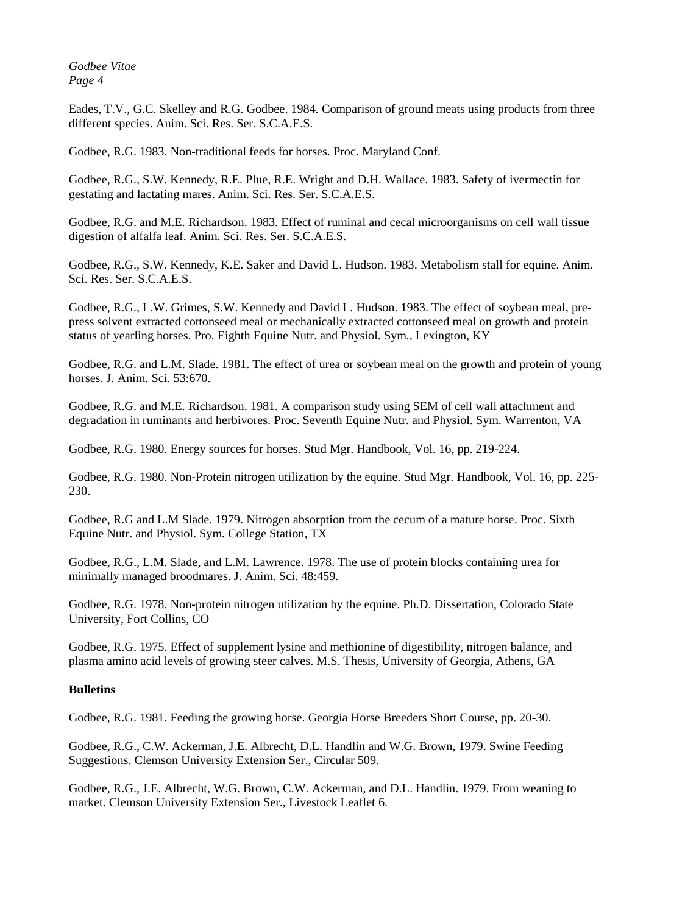Eades, T.V., G.C. Skelley and R.G. Godbee. 1984. Comparison of ground meats using products from three different species. Anim. Sci. Res. Ser. S.C.A.E.S.

Godbee, R.G. 1983. Non-traditional feeds for horses. Proc. Maryland Conf.

Godbee, R.G., S.W. Kennedy, R.E. Plue, R.E. Wright and D.H. Wallace. 1983. Safety of ivermectin for gestating and lactating mares. Anim. Sci. Res. Ser. S.C.A.E.S.

Godbee, R.G. and M.E. Richardson. 1983. Effect of ruminal and cecal microorganisms on cell wall tissue digestion of alfalfa leaf. Anim. Sci. Res. Ser. S.C.A.E.S.

Godbee, R.G., S.W. Kennedy, K.E. Saker and David L. Hudson. 1983. Metabolism stall for equine. Anim. Sci. Res. Ser. S.C.A.E.S.

Godbee, R.G., L.W. Grimes, S.W. Kennedy and David L. Hudson. 1983. The effect of soybean meal, pre-press solvent extracted cottonseed meal or mechanically extracted cottonseed meal on growth and protein status of yearling horses. Pro. Eighth Equine Nutr. and Physiol. Sym., Lexington, KY

Godbee, R.G. and L.M. Slade. 1981. The effect of urea or soybean meal on the growth and protein of young horses. J. Anim. Sci. 53:670.

Godbee, R.G. and M.E. Richardson. 1981. A comparison study using SEM of cell wall attachment and degradation in ruminants and herbivores. Proc. Seventh Equine Nutr. and Physiol. Sym. Warrenton, VA

Godbee, R.G. 1980. Energy sources for horses. Stud Mgr. Handbook, Vol. 16, pp. 219-224.

Godbee, R.G. 1980. Non-Protein nitrogen utilization by the equine. Stud Mgr. Handbook, Vol. 16, pp. 225-230.

Godbee, R.G and L.M Slade. 1979. Nitrogen absorption from the cecum of a mature horse. Proc. Sixth Equine Nutr. and Physiol. Sym. College Station, TX

Godbee, R.G., L.M. Slade, and L.M. Lawrence. 1978. The use of protein blocks containing urea for minimally managed broodmares. J. Anim. Sci. 48:459.

Godbee, R.G. 1978. Non-protein nitrogen utilization by the equine. Ph.D. Dissertation, Colorado State University, Fort Collins, CO

Godbee, R.G. 1975. Effect of supplement lysine and methionine of digestibility, nitrogen balance, and plasma amino acid levels of growing steer calves. M.S. Thesis, University of Georgia, Athens, GA

**Bulletins**

Godbee, R.G. 1981. Feeding the growing horse. Georgia Horse Breeders Short Course, pp. 20-30.

Godbee, R.G., C.W. Ackerman, J.E. Albrecht, D.L. Handlin and W.G. Brown, 1979. Swine Feeding Suggestions. Clemson University Extension Ser., Circular 509.

Godbee, R.G., J.E. Albrecht, W.G. Brown, C.W. Ackerman, and D.L. Handlin. 1979. From weaning to market. Clemson University Extension Ser., Livestock Leaflet 6.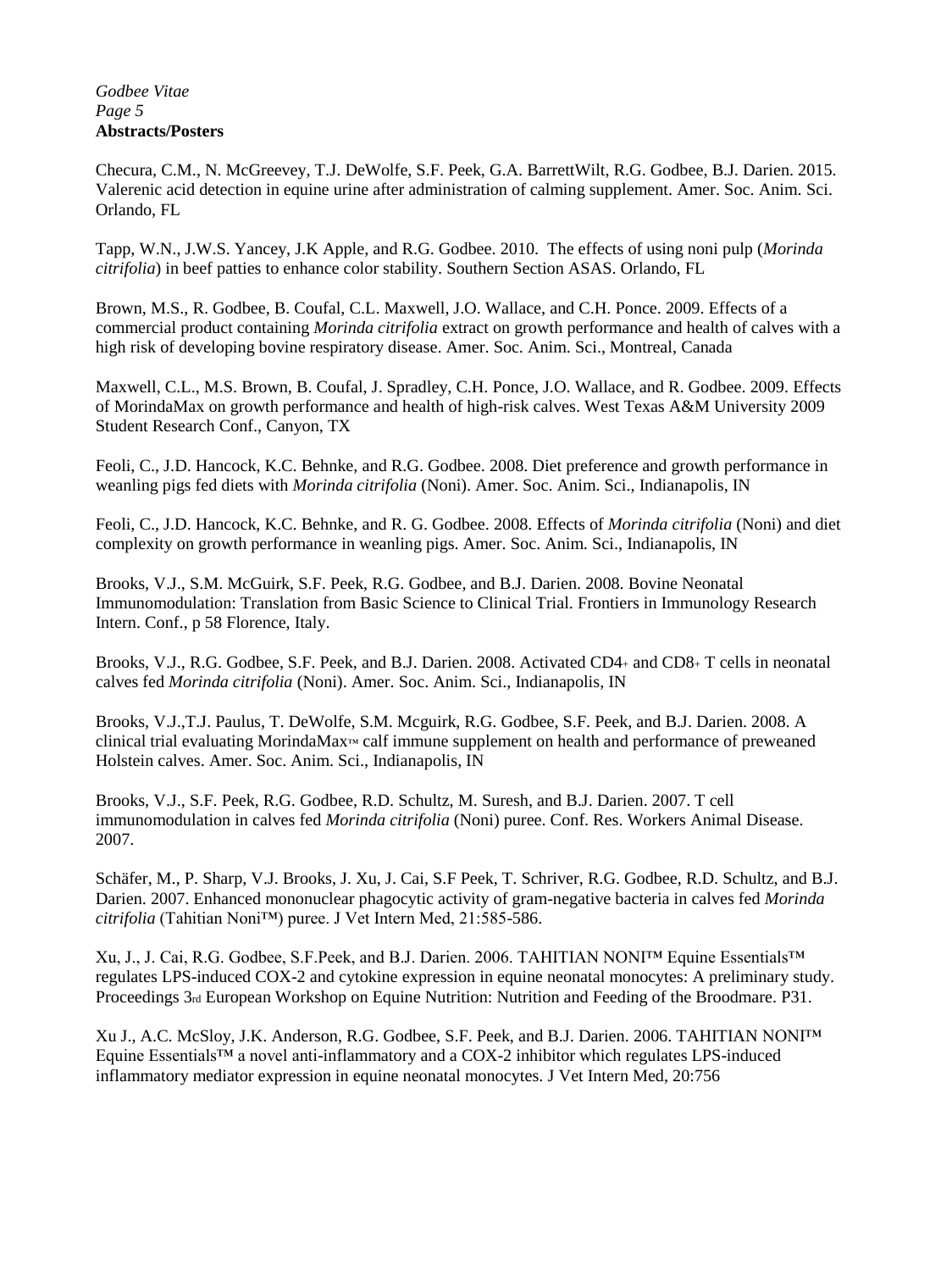**Abstracts/Posters**

Checura, C.M., N. McGreevey, T.J. DeWolfe, S.F. Peek, G.A. BarrettWilt, R.G. Godbee, B.J. Darien. 2015. Valerenic acid detection in equine urine after administration of calming supplement. Amer. Soc. Anim. Sci. Orlando, FL

Tapp, W.N., J.W.S. Yancey, J.K Apple, and R.G. Godbee. 2010. The effects of using noni pulp (*Morinda citrifolia*) in beef patties to enhance color stability. Southern Section ASAS. Orlando, FL

Brown, M.S., R. Godbee, B. Coufal, C.L. Maxwell, J.O. Wallace, and C.H. Ponce. 2009. Effects of a commercial product containing *Morinda citrifolia* extract on growth performance and health of calves with a high risk of developing bovine respiratory disease. Amer. Soc. Anim. Sci., Montreal, Canada

Maxwell, C.L., M.S. Brown, B. Coufal, J. Spradley, C.H. Ponce, J.O. Wallace, and R. Godbee. 2009. Effects of MorindaMax on growth performance and health of high-risk calves. West Texas A&M University 2009 Student Research Conf., Canyon, TX

Feoli, C., J.D. Hancock, K.C. Behnke, and R.G. Godbee. 2008. Diet preference and growth performance in weanling pigs fed diets with *Morinda citrifolia* (Noni). Amer. Soc. Anim. Sci., Indianapolis, IN

Feoli, C., J.D. Hancock, K.C. Behnke, and R. G. Godbee. 2008. Effects of *Morinda citrifolia* (Noni) and diet complexity on growth performance in weanling pigs. Amer. Soc. Anim. Sci., Indianapolis, IN

Brooks, V.J., S.M. McGuirk, S.F. Peek, R.G. Godbee, and B.J. Darien. 2008. Bovine Neonatal Immunomodulation: Translation from Basic Science to Clinical Trial. Frontiers in Immunology Research Intern. Conf., p 58 Florence, Italy.

Brooks, V.J., R.G. Godbee, S.F. Peek, and B.J. Darien. 2008. Activated CD4+ and CD8+ T cells in neonatal calves fed *Morinda citrifolia* (Noni). Amer. Soc. Anim. Sci., Indianapolis, IN

Brooks, V.J.,T.J. Paulus, T. DeWolfe, S.M. Mcguirk, R.G. Godbee, S.F. Peek, and B.J. Darien. 2008. A clinical trial evaluating MorindaMax™ calf immune supplement on health and performance of preweaned Holstein calves. Amer. Soc. Anim. Sci., Indianapolis, IN

Brooks, V.J., S.F. Peek, R.G. Godbee, R.D. Schultz, M. Suresh, and B.J. Darien. 2007. T cell immunomodulation in calves fed *Morinda citrifolia* (Noni) puree. Conf. Res. Workers Animal Disease. 2007.

Schäfer, M., P. Sharp, V.J. Brooks, J. Xu, J. Cai, S.F Peek, T. Schriver, R.G. Godbee, R.D. Schultz, and B.J. Darien. 2007. Enhanced mononuclear phagocytic activity of gram-negative bacteria in calves fed *Morinda citrifolia* (Tahitian Noni™) puree. J Vet Intern Med, 21:585-586.

Xu, J., J. Cai, R.G. Godbee, S.F.Peek, and B.J. Darien. 2006. TAHITIAN NONI™ Equine Essentials™ regulates LPS-induced COX-2 and cytokine expression in equine neonatal monocytes: A preliminary study. Proceedings 3rd European Workshop on Equine Nutrition: Nutrition and Feeding of the Broodmare. P31.

Xu J., A.C. McSloy, J.K. Anderson, R.G. Godbee, S.F. Peek, and B.J. Darien. 2006. TAHITIAN NONI™ Equine Essentials™ a novel anti-inflammatory and a COX-2 inhibitor which regulates LPS-induced inflammatory mediator expression in equine neonatal monocytes. J Vet Intern Med, 20:756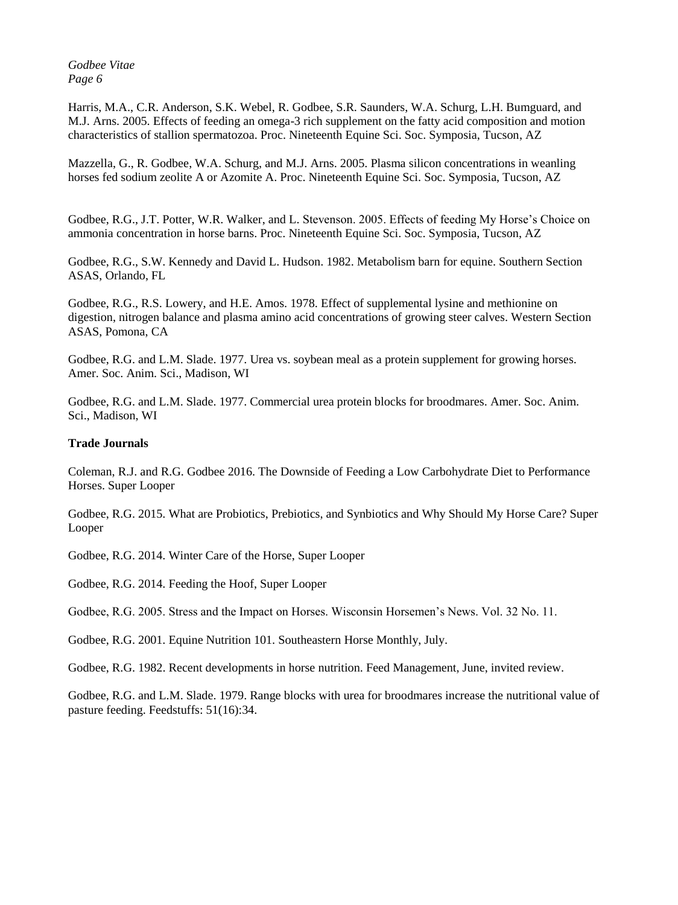Harris, M.A., C.R. Anderson, S.K. Webel, R. Godbee, S.R. Saunders, W.A. Schurg, L.H. Bumguard, and M.J. Arns. 2005. Effects of feeding an omega-3 rich supplement on the fatty acid composition and motion characteristics of stallion spermatozoa. Proc. Nineteenth Equine Sci. Soc. Symposia, Tucson, AZ

Mazzella, G., R. Godbee, W.A. Schurg, and M.J. Arns. 2005. Plasma silicon concentrations in weanling horses fed sodium zeolite A or Azomite A. Proc. Nineteenth Equine Sci. Soc. Symposia, Tucson, AZ

Godbee, R.G., J.T. Potter, W.R. Walker, and L. Stevenson. 2005. Effects of feeding My Horse's Choice on ammonia concentration in horse barns. Proc. Nineteenth Equine Sci. Soc. Symposia, Tucson, AZ

Godbee, R.G., S.W. Kennedy and David L. Hudson. 1982. Metabolism barn for equine. Southern Section ASAS, Orlando, FL

Godbee, R.G., R.S. Lowery, and H.E. Amos. 1978. Effect of supplemental lysine and methionine on digestion, nitrogen balance and plasma amino acid concentrations of growing steer calves. Western Section ASAS, Pomona, CA

Godbee, R.G. and L.M. Slade. 1977. Urea vs. soybean meal as a protein supplement for growing horses. Amer. Soc. Anim. Sci., Madison, WI

Godbee, R.G. and L.M. Slade. 1977. Commercial urea protein blocks for broodmares. Amer. Soc. Anim. Sci., Madison, WI

**Trade Journals**

Coleman, R.J. and R.G. Godbee 2016. The Downside of Feeding a Low Carbohydrate Diet to Performance Horses. Super Looper

Godbee, R.G. 2015. What are Probiotics, Prebiotics, and Synbiotics and Why Should My Horse Care? Super Looper

Godbee, R.G. 2014. Winter Care of the Horse, Super Looper

Godbee, R.G. 2014. Feeding the Hoof, Super Looper

Godbee, R.G. 2005. Stress and the Impact on Horses. Wisconsin Horsemen's News. Vol. 32 No. 11.

Godbee, R.G. 2001. Equine Nutrition 101. Southeastern Horse Monthly, July.

Godbee, R.G. 1982. Recent developments in horse nutrition. Feed Management, June, invited review.

Godbee, R.G. and L.M. Slade. 1979. Range blocks with urea for broodmares increase the nutritional value of pasture feeding. Feedstuffs: 51(16):34.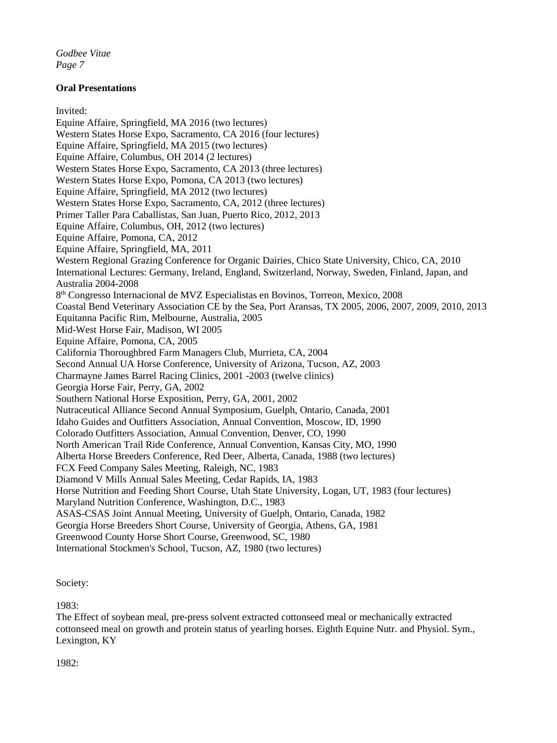**Oral Presentations**

Invited:

Equine Affaire, Springfield, MA 2016 (two lectures)
Western States Horse Expo, Sacramento, CA 2016 (four lectures)
Equine Affaire, Springfield, MA 2015 (two lectures)
Equine Affaire, Columbus, OH 2014 (2 lectures)
Western States Horse Expo, Sacramento, CA 2013 (three lectures)
Western States Horse Expo, Pomona, CA 2013 (two lectures)
Equine Affaire, Springfield, MA 2012 (two lectures)
Western States Horse Expo, Sacramento, CA, 2012 (three lectures)
Primer Taller Para Caballistas, San Juan, Puerto Rico, 2012, 2013
Equine Affaire, Columbus, OH, 2012 (two lectures)
Equine Affaire, Pomona, CA, 2012
Equine Affaire, Springfield, MA, 2011
Western Regional Grazing Conference for Organic Dairies, Chico State University, Chico, CA, 2010
International Lectures: Germany, Ireland, England, Switzerland, Norway, Sweden, Finland, Japan, and Australia 2004-2008
8th Congresso Internacional de MVZ Especialistas en Bovinos, Torreon, Mexico, 2008
Coastal Bend Veterinary Association CE by the Sea, Port Aransas, TX 2005, 2006, 2007, 2009, 2010, 2013
Equitanna Pacific Rim, Melbourne, Australia, 2005
Mid-West Horse Fair, Madison, WI 2005
Equine Affaire, Pomona, CA, 2005
California Thoroughbred Farm Managers Club, Murrieta, CA, 2004
Second Annual UA Horse Conference, University of Arizona, Tucson, AZ, 2003
Charmayne James Barrel Racing Clinics, 2001 -2003 (twelve clinics)
Georgia Horse Fair, Perry, GA, 2002
Southern National Horse Exposition, Perry, GA, 2001, 2002
Nutraceutical Alliance Second Annual Symposium, Guelph, Ontario, Canada, 2001
Idaho Guides and Outfitters Association, Annual Convention, Moscow, ID, 1990
Colorado Outfitters Association, Annual Convention, Denver, CO, 1990
North American Trail Ride Conference, Annual Convention, Kansas City, MO, 1990
Alberta Horse Breeders Conference, Red Deer, Alberta, Canada, 1988 (two lectures)
FCX Feed Company Sales Meeting, Raleigh, NC, 1983
Diamond V Mills Annual Sales Meeting, Cedar Rapids, IA, 1983
Horse Nutrition and Feeding Short Course, Utah State University, Logan, UT, 1983 (four lectures)
Maryland Nutrition Conference, Washington, D.C., 1983
ASAS-CSAS Joint Annual Meeting, University of Guelph, Ontario, Canada, 1982
Georgia Horse Breeders Short Course, University of Georgia, Athens, GA, 1981
Greenwood County Horse Short Course, Greenwood, SC, 1980
International Stockmen's School, Tucson, AZ, 1980 (two lectures)

Society:

1983:

The Effect of soybean meal, pre-press solvent extracted cottonseed meal or mechanically extracted cottonseed meal on growth and protein status of yearling horses. Eighth Equine Nutr. and Physiol. Sym., Lexington, KY

1982: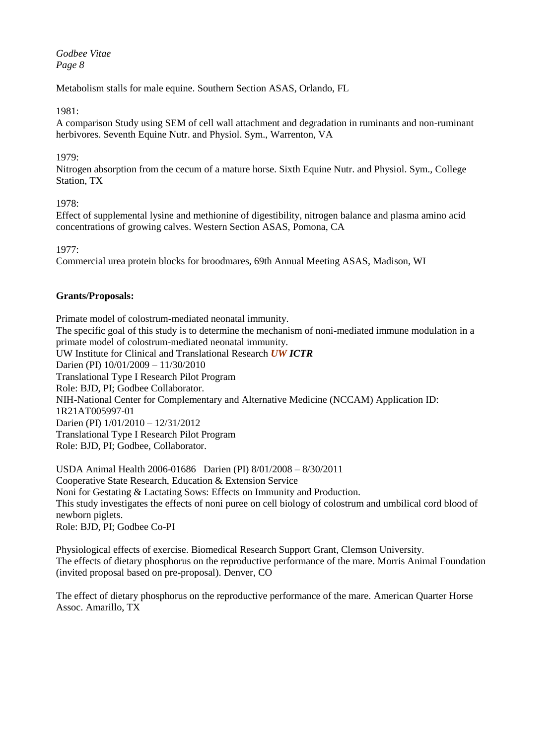Metabolism stalls for male equine. Southern Section ASAS, Orlando, FL

1981:
A comparison Study using SEM of cell wall attachment and degradation in ruminants and non-ruminant herbivores. Seventh Equine Nutr. and Physiol. Sym., Warrenton, VA

1979:
Nitrogen absorption from the cecum of a mature horse. Sixth Equine Nutr. and Physiol. Sym., College Station, TX

1978:
Effect of supplemental lysine and methionine of digestibility, nitrogen balance and plasma amino acid concentrations of growing calves. Western Section ASAS, Pomona, CA

1977:
Commercial urea protein blocks for broodmares, 69th Annual Meeting ASAS, Madison, WI

**Grants/Proposals:**

Primate model of colostrum-mediated neonatal immunity.
The specific goal of this study is to determine the mechanism of noni-mediated immune modulation in a primate model of colostrum-mediated neonatal immunity.
UW Institute for Clinical and Translational Research ***UW ICTR***
Darien (PI) 10/01/2009 – 11/30/2010
Translational Type I Research Pilot Program
Role: BJD, PI; Godbee Collaborator.
NIH-National Center for Complementary and Alternative Medicine (NCCAM) Application ID: 1R21AT005997-01
Darien (PI) 1/01/2010 – 12/31/2012
Translational Type I Research Pilot Program
Role: BJD, PI; Godbee, Collaborator.

USDA Animal Health 2006-01686 Darien (PI) 8/01/2008 – 8/30/2011
Cooperative State Research, Education & Extension Service
Noni for Gestating & Lactating Sows: Effects on Immunity and Production.
This study investigates the effects of noni puree on cell biology of colostrum and umbilical cord blood of newborn piglets.
Role: BJD, PI; Godbee Co-PI

Physiological effects of exercise. Biomedical Research Support Grant, Clemson University.
The effects of dietary phosphorus on the reproductive performance of the mare. Morris Animal Foundation (invited proposal based on pre-proposal). Denver, CO

The effect of dietary phosphorus on the reproductive performance of the mare. American Quarter Horse Assoc. Amarillo, TX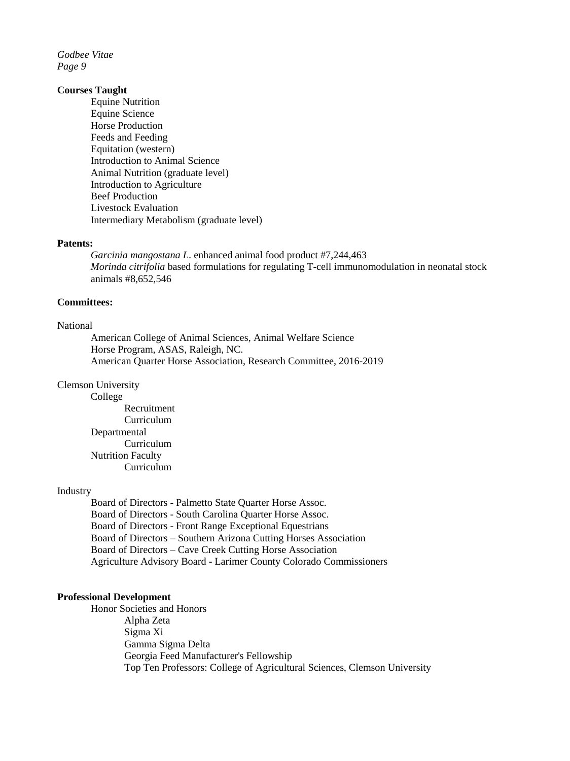**Courses Taught**

- Equine Nutrition
- Equine Science
- Horse Production
- Feeds and Feeding
- Equitation (western)
- Introduction to Animal Science
- Animal Nutrition (graduate level)
- Introduction to Agriculture
- Beef Production
- Livestock Evaluation
- Intermediary Metabolism (graduate level)

**Patents:**

- *Garcinia mangostana L.* enhanced animal food product #7,244,463
- *Morinda citrifolia* based formulations for regulating T-cell immunomodulation in neonatal stock animals #8,652,546

**Committees:**

National

- American College of Animal Sciences, Animal Welfare Science
- Horse Program, ASAS, Raleigh, NC.
- American Quarter Horse Association, Research Committee, 2016-2019

Clemson University

- College
  - Recruitment
  - Curriculum
- Departmental
  - Curriculum
- Nutrition Faculty
  - Curriculum

Industry

- Board of Directors - Palmetto State Quarter Horse Assoc.
- Board of Directors - South Carolina Quarter Horse Assoc.
- Board of Directors - Front Range Exceptional Equestrians
- Board of Directors – Southern Arizona Cutting Horses Association
- Board of Directors – Cave Creek Cutting Horse Association
- Agriculture Advisory Board - Larimer County Colorado Commissioners

**Professional Development**

- Honor Societies and Honors
  - Alpha Zeta
  - Sigma Xi
  - Gamma Sigma Delta
  - Georgia Feed Manufacturer's Fellowship
  - Top Ten Professors: College of Agricultural Sciences, Clemson University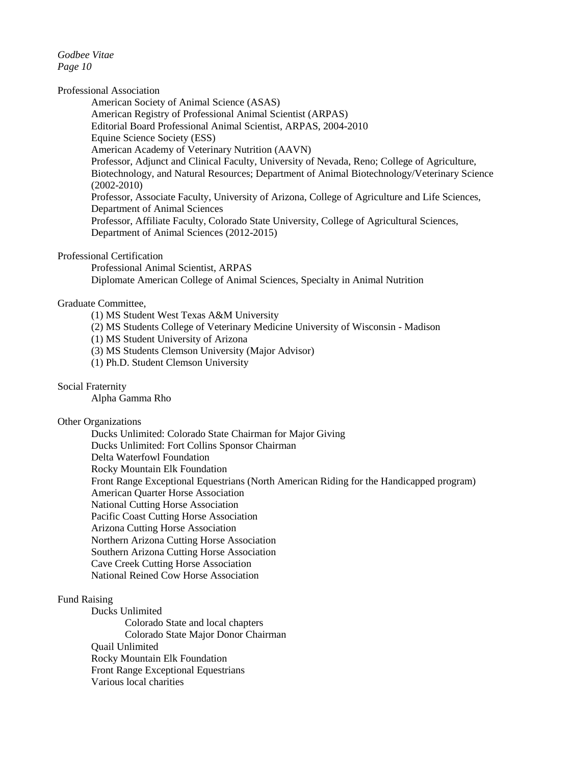Professional Association

- American Society of Animal Science (ASAS)
- American Registry of Professional Animal Scientist (ARPAS)
- Editorial Board Professional Animal Scientist, ARPAS, 2004-2010
- Equine Science Society (ESS)
- American Academy of Veterinary Nutrition (AAVN)
- Professor, Adjunct and Clinical Faculty, University of Nevada, Reno; College of Agriculture, Biotechnology, and Natural Resources; Department of Animal Biotechnology/Veterinary Science (2002-2010)
- Professor, Associate Faculty, University of Arizona, College of Agriculture and Life Sciences, Department of Animal Sciences
- Professor, Affiliate Faculty, Colorado State University, College of Agricultural Sciences, Department of Animal Sciences (2012-2015)

Professional Certification

- Professional Animal Scientist, ARPAS
- Diplomate American College of Animal Sciences, Specialty in Animal Nutrition

Graduate Committee,

- (1) MS Student West Texas A&M University
- (2) MS Students College of Veterinary Medicine University of Wisconsin - Madison
- (1) MS Student University of Arizona
- (3) MS Students Clemson University (Major Advisor)
- (1) Ph.D. Student Clemson University

Social Fraternity

- Alpha Gamma Rho

Other Organizations

- Ducks Unlimited: Colorado State Chairman for Major Giving
- Ducks Unlimited: Fort Collins Sponsor Chairman
- Delta Waterfowl Foundation
- Rocky Mountain Elk Foundation
- Front Range Exceptional Equestrians (North American Riding for the Handicapped program)
- American Quarter Horse Association
- National Cutting Horse Association
- Pacific Coast Cutting Horse Association
- Arizona Cutting Horse Association
- Northern Arizona Cutting Horse Association
- Southern Arizona Cutting Horse Association
- Cave Creek Cutting Horse Association
- National Reined Cow Horse Association

Fund Raising

- Ducks Unlimited
  - Colorado State and local chapters
  - Colorado State Major Donor Chairman
- Quail Unlimited
- Rocky Mountain Elk Foundation
- Front Range Exceptional Equestrians
- Various local charities